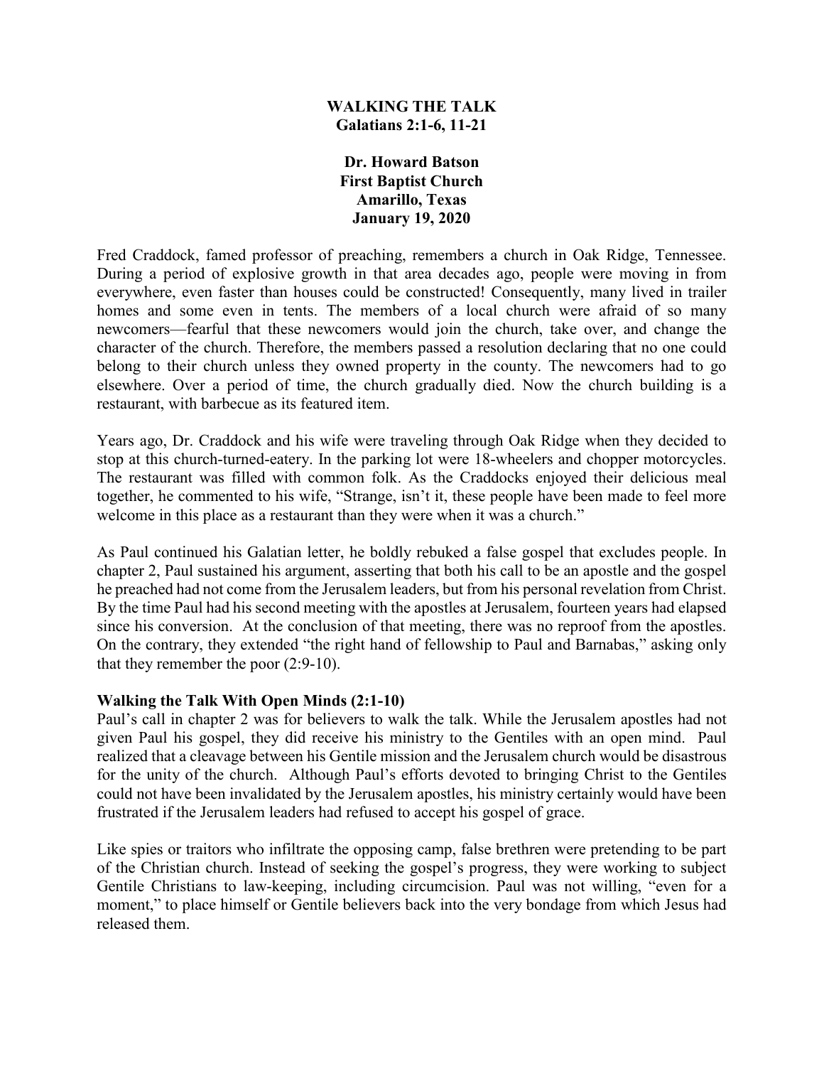# WALKING THE TALK
## Galatians 2:1-6, 11-21

**Dr. Howard Batson**
**First Baptist Church**
**Amarillo, Texas**
**January 19, 2020**

Fred Craddock, famed professor of preaching, remembers a church in Oak Ridge, Tennessee. During a period of explosive growth in that area decades ago, people were moving in from everywhere, even faster than houses could be constructed! Consequently, many lived in trailer homes and some even in tents. The members of a local church were afraid of so many newcomers—fearful that these newcomers would join the church, take over, and change the character of the church. Therefore, the members passed a resolution declaring that no one could belong to their church unless they owned property in the county. The newcomers had to go elsewhere. Over a period of time, the church gradually died. Now the church building is a restaurant, with barbecue as its featured item.

Years ago, Dr. Craddock and his wife were traveling through Oak Ridge when they decided to stop at this church-turned-eatery. In the parking lot were 18-wheelers and chopper motorcycles. The restaurant was filled with common folk. As the Craddocks enjoyed their delicious meal together, he commented to his wife, "Strange, isn't it, these people have been made to feel more welcome in this place as a restaurant than they were when it was a church."

As Paul continued his Galatian letter, he boldly rebuked a false gospel that excludes people. In chapter 2, Paul sustained his argument, asserting that both his call to be an apostle and the gospel he preached had not come from the Jerusalem leaders, but from his personal revelation from Christ. By the time Paul had his second meeting with the apostles at Jerusalem, fourteen years had elapsed since his conversion. At the conclusion of that meeting, there was no reproof from the apostles. On the contrary, they extended "the right hand of fellowship to Paul and Barnabas," asking only that they remember the poor (2:9-10).

**Walking the Talk With Open Minds (2:1-10)**

Paul's call in chapter 2 was for believers to walk the talk. While the Jerusalem apostles had not given Paul his gospel, they did receive his ministry to the Gentiles with an open mind. Paul realized that a cleavage between his Gentile mission and the Jerusalem church would be disastrous for the unity of the church. Although Paul's efforts devoted to bringing Christ to the Gentiles could not have been invalidated by the Jerusalem apostles, his ministry certainly would have been frustrated if the Jerusalem leaders had refused to accept his gospel of grace.

Like spies or traitors who infiltrate the opposing camp, false brethren were pretending to be part of the Christian church. Instead of seeking the gospel's progress, they were working to subject Gentile Christians to law-keeping, including circumcision. Paul was not willing, "even for a moment," to place himself or Gentile believers back into the very bondage from which Jesus had released them.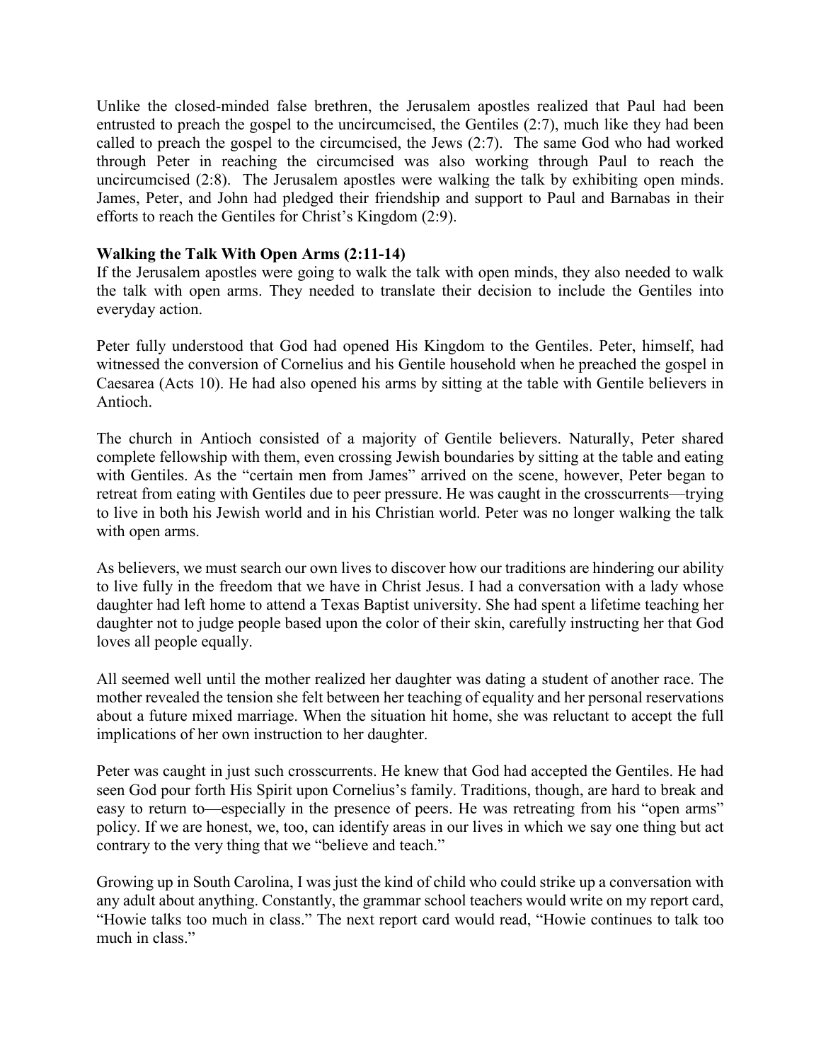Unlike the closed-minded false brethren, the Jerusalem apostles realized that Paul had been entrusted to preach the gospel to the uncircumcised, the Gentiles (2:7), much like they had been called to preach the gospel to the circumcised, the Jews (2:7). The same God who had worked through Peter in reaching the circumcised was also working through Paul to reach the uncircumcised (2:8). The Jerusalem apostles were walking the talk by exhibiting open minds. James, Peter, and John had pledged their friendship and support to Paul and Barnabas in their efforts to reach the Gentiles for Christ's Kingdom (2:9).

**Walking the Talk With Open Arms (2:11-14)**

If the Jerusalem apostles were going to walk the talk with open minds, they also needed to walk the talk with open arms. They needed to translate their decision to include the Gentiles into everyday action.

Peter fully understood that God had opened His Kingdom to the Gentiles. Peter, himself, had witnessed the conversion of Cornelius and his Gentile household when he preached the gospel in Caesarea (Acts 10). He had also opened his arms by sitting at the table with Gentile believers in Antioch.

The church in Antioch consisted of a majority of Gentile believers. Naturally, Peter shared complete fellowship with them, even crossing Jewish boundaries by sitting at the table and eating with Gentiles. As the "certain men from James" arrived on the scene, however, Peter began to retreat from eating with Gentiles due to peer pressure. He was caught in the crosscurrents—trying to live in both his Jewish world and in his Christian world. Peter was no longer walking the talk with open arms.

As believers, we must search our own lives to discover how our traditions are hindering our ability to live fully in the freedom that we have in Christ Jesus. I had a conversation with a lady whose daughter had left home to attend a Texas Baptist university. She had spent a lifetime teaching her daughter not to judge people based upon the color of their skin, carefully instructing her that God loves all people equally.

All seemed well until the mother realized her daughter was dating a student of another race. The mother revealed the tension she felt between her teaching of equality and her personal reservations about a future mixed marriage. When the situation hit home, she was reluctant to accept the full implications of her own instruction to her daughter.

Peter was caught in just such crosscurrents. He knew that God had accepted the Gentiles. He had seen God pour forth His Spirit upon Cornelius's family. Traditions, though, are hard to break and easy to return to—especially in the presence of peers. He was retreating from his "open arms" policy. If we are honest, we, too, can identify areas in our lives in which we say one thing but act contrary to the very thing that we "believe and teach."

Growing up in South Carolina, I was just the kind of child who could strike up a conversation with any adult about anything. Constantly, the grammar school teachers would write on my report card, "Howie talks too much in class." The next report card would read, "Howie continues to talk too much in class."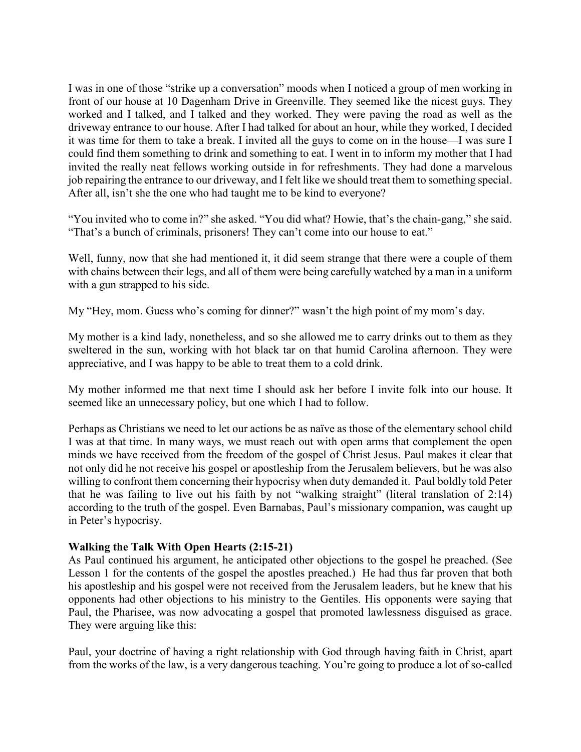I was in one of those "strike up a conversation" moods when I noticed a group of men working in front of our house at 10 Dagenham Drive in Greenville. They seemed like the nicest guys. They worked and I talked, and I talked and they worked. They were paving the road as well as the driveway entrance to our house. After I had talked for about an hour, while they worked, I decided it was time for them to take a break. I invited all the guys to come on in the house—I was sure I could find them something to drink and something to eat. I went in to inform my mother that I had invited the really neat fellows working outside in for refreshments. They had done a marvelous job repairing the entrance to our driveway, and I felt like we should treat them to something special. After all, isn't she the one who had taught me to be kind to everyone?

"You invited who to come in?" she asked. "You did what? Howie, that's the chain-gang," she said. "That's a bunch of criminals, prisoners! They can't come into our house to eat."

Well, funny, now that she had mentioned it, it did seem strange that there were a couple of them with chains between their legs, and all of them were being carefully watched by a man in a uniform with a gun strapped to his side.

My "Hey, mom. Guess who's coming for dinner?" wasn't the high point of my mom's day.

My mother is a kind lady, nonetheless, and so she allowed me to carry drinks out to them as they sweltered in the sun, working with hot black tar on that humid Carolina afternoon. They were appreciative, and I was happy to be able to treat them to a cold drink.

My mother informed me that next time I should ask her before I invite folk into our house. It seemed like an unnecessary policy, but one which I had to follow.

Perhaps as Christians we need to let our actions be as naïve as those of the elementary school child I was at that time. In many ways, we must reach out with open arms that complement the open minds we have received from the freedom of the gospel of Christ Jesus. Paul makes it clear that not only did he not receive his gospel or apostleship from the Jerusalem believers, but he was also willing to confront them concerning their hypocrisy when duty demanded it. Paul boldly told Peter that he was failing to live out his faith by not "walking straight" (literal translation of 2:14) according to the truth of the gospel. Even Barnabas, Paul's missionary companion, was caught up in Peter's hypocrisy.

**Walking the Talk With Open Hearts (2:15-21)**

As Paul continued his argument, he anticipated other objections to the gospel he preached. (See Lesson 1 for the contents of the gospel the apostles preached.) He had thus far proven that both his apostleship and his gospel were not received from the Jerusalem leaders, but he knew that his opponents had other objections to his ministry to the Gentiles. His opponents were saying that Paul, the Pharisee, was now advocating a gospel that promoted lawlessness disguised as grace. They were arguing like this:

Paul, your doctrine of having a right relationship with God through having faith in Christ, apart from the works of the law, is a very dangerous teaching. You're going to produce a lot of so-called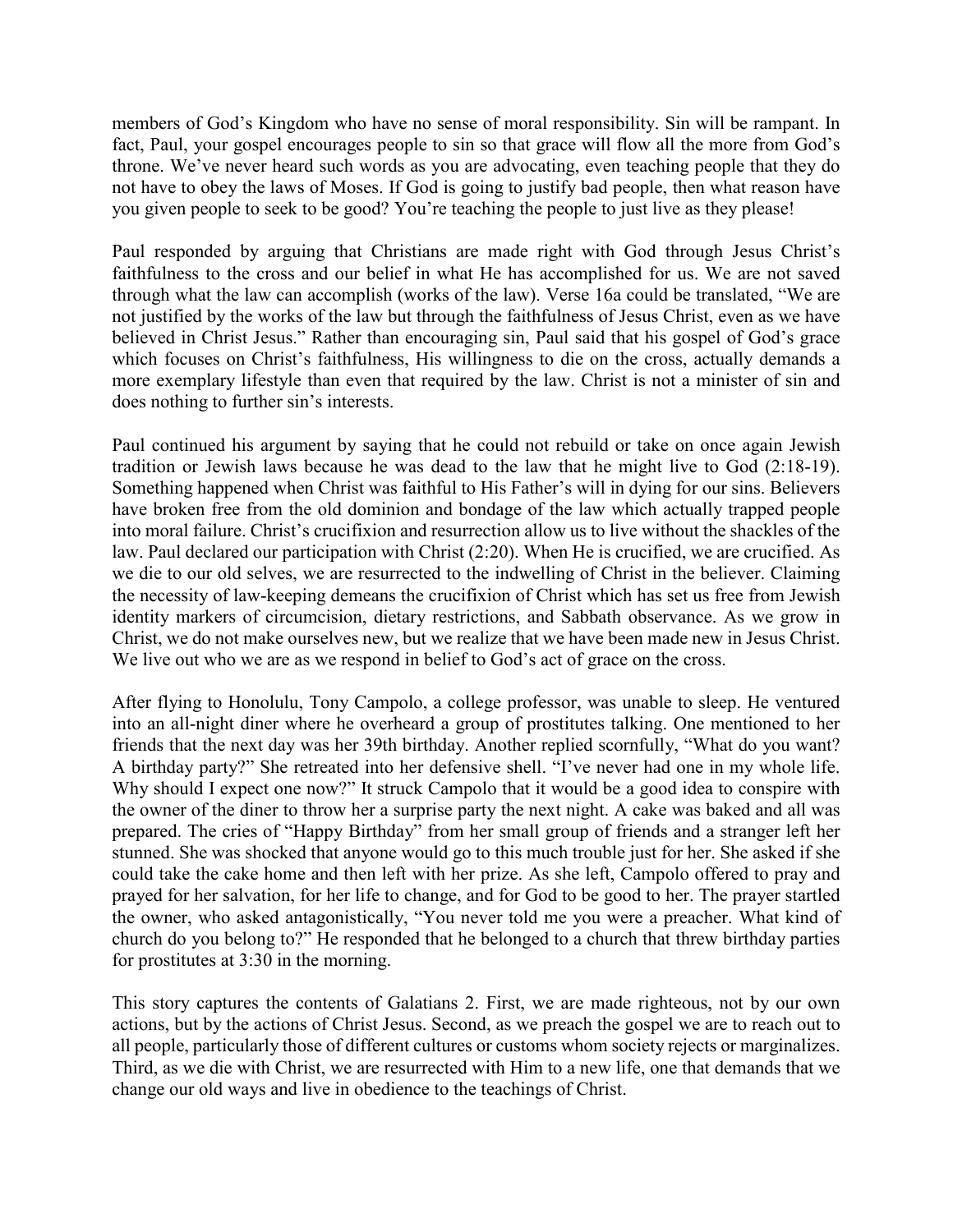members of God's Kingdom who have no sense of moral responsibility. Sin will be rampant. In fact, Paul, your gospel encourages people to sin so that grace will flow all the more from God's throne. We've never heard such words as you are advocating, even teaching people that they do not have to obey the laws of Moses. If God is going to justify bad people, then what reason have you given people to seek to be good? You're teaching the people to just live as they please!

Paul responded by arguing that Christians are made right with God through Jesus Christ's faithfulness to the cross and our belief in what He has accomplished for us. We are not saved through what the law can accomplish (works of the law). Verse 16a could be translated, "We are not justified by the works of the law but through the faithfulness of Jesus Christ, even as we have believed in Christ Jesus." Rather than encouraging sin, Paul said that his gospel of God's grace which focuses on Christ's faithfulness, His willingness to die on the cross, actually demands a more exemplary lifestyle than even that required by the law. Christ is not a minister of sin and does nothing to further sin's interests.

Paul continued his argument by saying that he could not rebuild or take on once again Jewish tradition or Jewish laws because he was dead to the law that he might live to God (2:18-19). Something happened when Christ was faithful to His Father's will in dying for our sins. Believers have broken free from the old dominion and bondage of the law which actually trapped people into moral failure. Christ's crucifixion and resurrection allow us to live without the shackles of the law. Paul declared our participation with Christ (2:20). When He is crucified, we are crucified. As we die to our old selves, we are resurrected to the indwelling of Christ in the believer. Claiming the necessity of law-keeping demeans the crucifixion of Christ which has set us free from Jewish identity markers of circumcision, dietary restrictions, and Sabbath observance. As we grow in Christ, we do not make ourselves new, but we realize that we have been made new in Jesus Christ. We live out who we are as we respond in belief to God's act of grace on the cross.

After flying to Honolulu, Tony Campolo, a college professor, was unable to sleep. He ventured into an all-night diner where he overheard a group of prostitutes talking. One mentioned to her friends that the next day was her 39th birthday. Another replied scornfully, "What do you want? A birthday party?" She retreated into her defensive shell. "I've never had one in my whole life. Why should I expect one now?" It struck Campolo that it would be a good idea to conspire with the owner of the diner to throw her a surprise party the next night. A cake was baked and all was prepared. The cries of "Happy Birthday" from her small group of friends and a stranger left her stunned. She was shocked that anyone would go to this much trouble just for her. She asked if she could take the cake home and then left with her prize. As she left, Campolo offered to pray and prayed for her salvation, for her life to change, and for God to be good to her. The prayer startled the owner, who asked antagonistically, "You never told me you were a preacher. What kind of church do you belong to?" He responded that he belonged to a church that threw birthday parties for prostitutes at 3:30 in the morning.

This story captures the contents of Galatians 2. First, we are made righteous, not by our own actions, but by the actions of Christ Jesus. Second, as we preach the gospel we are to reach out to all people, particularly those of different cultures or customs whom society rejects or marginalizes. Third, as we die with Christ, we are resurrected with Him to a new life, one that demands that we change our old ways and live in obedience to the teachings of Christ.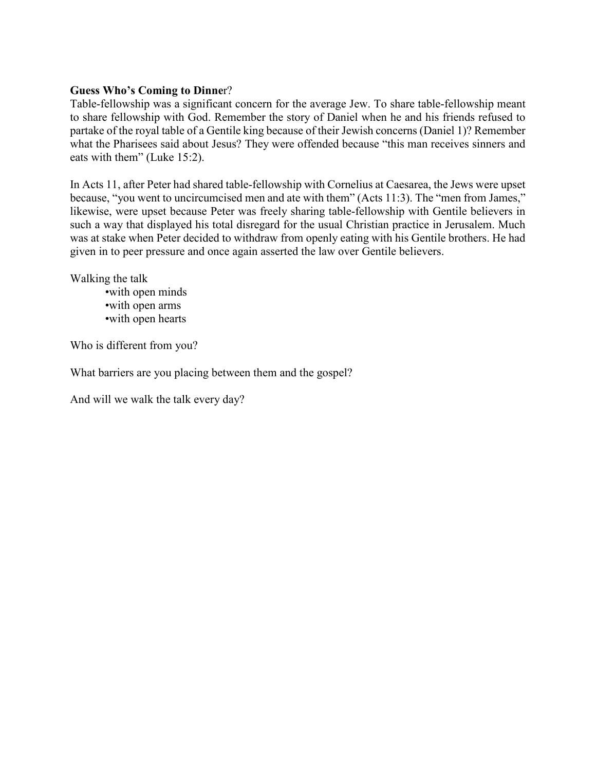**Guess Who's Coming to Dinner**?

Table-fellowship was a significant concern for the average Jew. To share table-fellowship meant to share fellowship with God. Remember the story of Daniel when he and his friends refused to partake of the royal table of a Gentile king because of their Jewish concerns (Daniel 1)? Remember what the Pharisees said about Jesus? They were offended because "this man receives sinners and eats with them" (Luke 15:2).

In Acts 11, after Peter had shared table-fellowship with Cornelius at Caesarea, the Jews were upset because, "you went to uncircumcised men and ate with them" (Acts 11:3). The "men from James," likewise, were upset because Peter was freely sharing table-fellowship with Gentile believers in such a way that displayed his total disregard for the usual Christian practice in Jerusalem. Much was at stake when Peter decided to withdraw from openly eating with his Gentile brothers. He had given in to peer pressure and once again asserted the law over Gentile believers.

Walking the talk

- with open minds
- with open arms
- with open hearts

Who is different from you?

What barriers are you placing between them and the gospel?

And will we walk the talk every day?